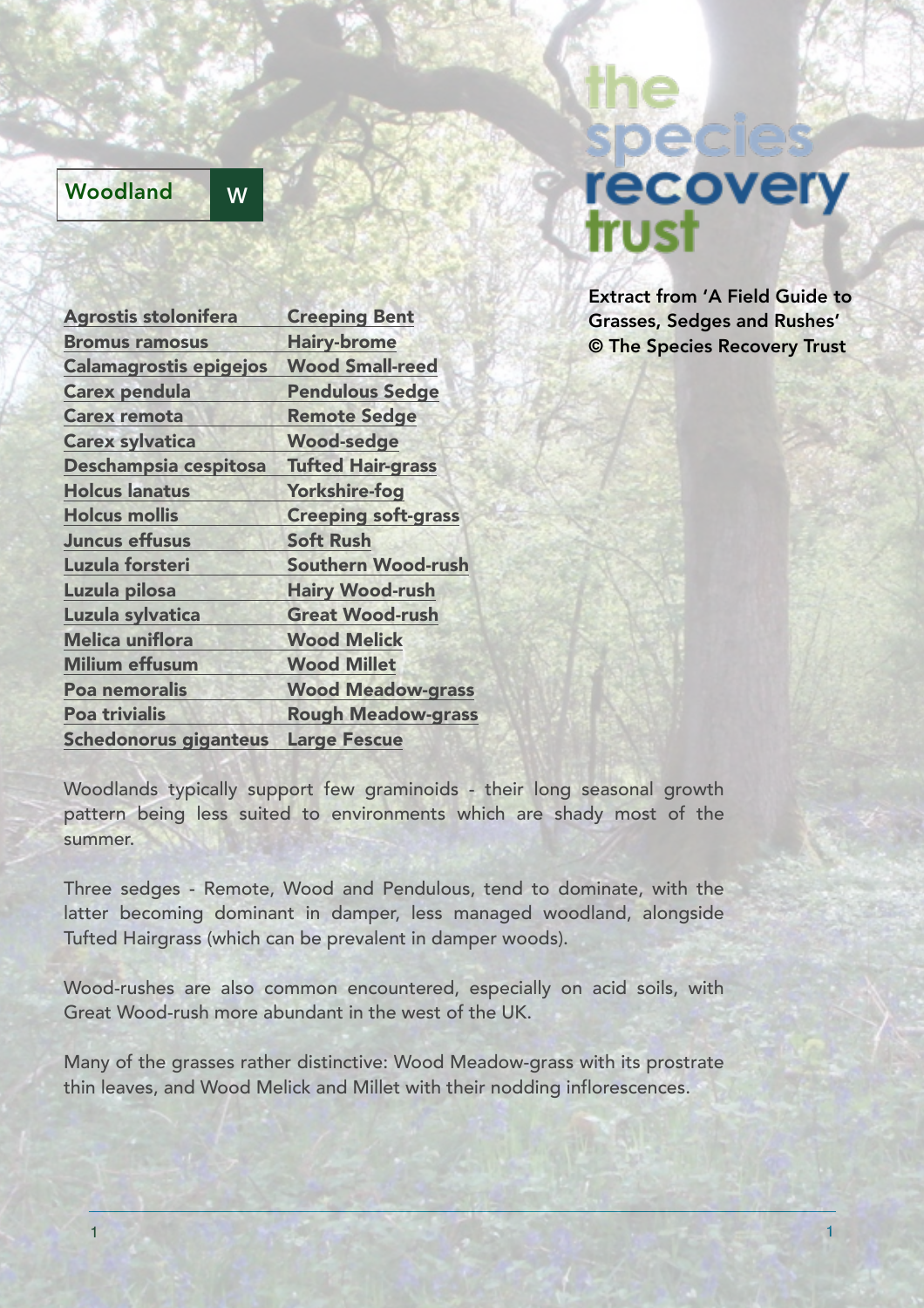# Woodland

W

the species recovery trust

Extract from 'A Field Guide to Grasses, Sedges and Rushes' © The Species Recovery Trust

| Scientific name | Common name |
|---|---|
| Agrostis stolonifera | Creeping Bent |
| Bromus ramosus | Hairy-brome |
| Calamagrostis epigejos | Wood Small-reed |
| Carex pendula | Pendulous Sedge |
| Carex remota | Remote Sedge |
| Carex sylvatica | Wood-sedge |
| Deschampsia cespitosa | Tufted Hair-grass |
| Holcus lanatus | Yorkshire-fog |
| Holcus mollis | Creeping soft-grass |
| Juncus effusus | Soft Rush |
| Luzula forsteri | Southern Wood-rush |
| Luzula pilosa | Hairy Wood-rush |
| Luzula sylvatica | Great Wood-rush |
| Melica uniflora | Wood Melick |
| Milium effusum | Wood Millet |
| Poa nemoralis | Wood Meadow-grass |
| Poa trivialis | Rough Meadow-grass |
| Schedonorus giganteus | Large Fescue |

Woodlands typically support few graminoids - their long seasonal growth pattern being less suited to environments which are shady most of the summer.

Three sedges - Remote, Wood and Pendulous, tend to dominate, with the latter becoming dominant in damper, less managed woodland, alongside Tufted Hairgrass (which can be prevalent in damper woods).

Wood-rushes are also common encountered, especially on acid soils, with Great Wood-rush more abundant in the west of the UK.

Many of the grasses rather distinctive: Wood Meadow-grass with its prostrate thin leaves, and Wood Melick and Millet with their nodding inflorescences.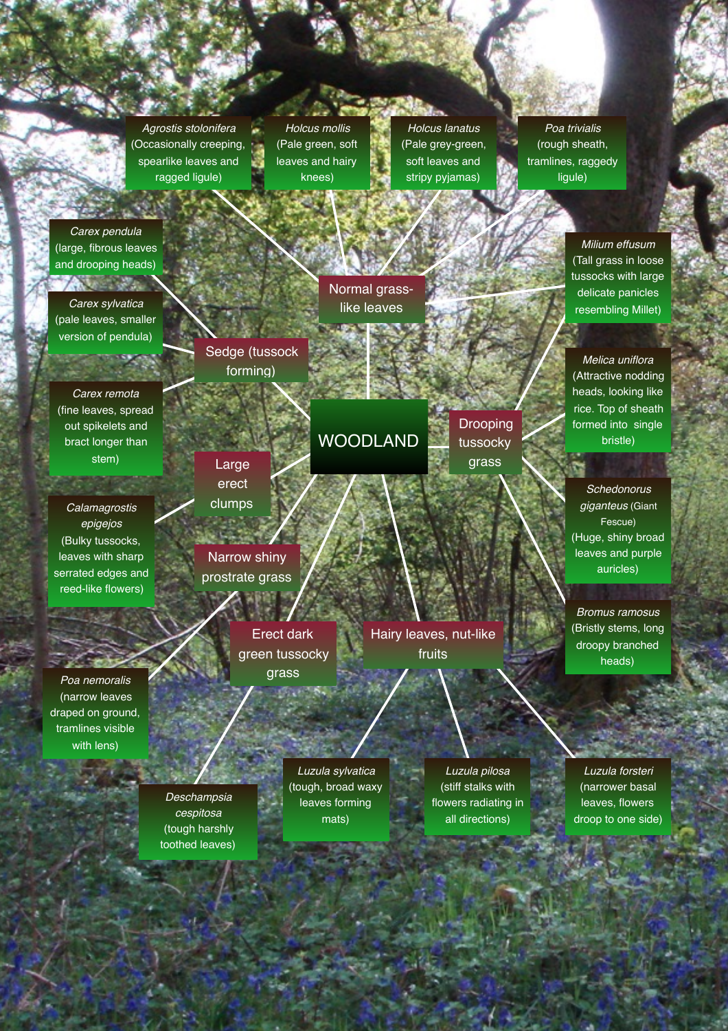# WOODLAND

## Normal grass-like leaves

- *Agrostis stolonifera* (Occasionally creeping, spearlike leaves and ragged ligule)
- *Holcus mollis* (Pale green, soft leaves and hairy knees)
- *Holcus lanatus* (Pale grey-green, soft leaves and stripy pyjamas)
- *Poa trivialis* (rough sheath, tramlines, raggedy ligule)
- *Milium effusum* (Tall grass in loose tussocks with large delicate panicles resembling Millet)

## Sedge (tussock forming)

- *Carex pendula* (large, fibrous leaves and drooping heads)
- *Carex sylvatica* (pale leaves, smaller version of pendula)
- *Carex remota* (fine leaves, spread out spikelets and bract longer than stem)

## Drooping tussocky grass

- *Melica uniflora* (Attractive nodding heads, looking like rice. Top of sheath formed into single bristle)
- *Schedonorus giganteus* (Giant Fescue) (Huge, shiny broad leaves and purple auricles)
- *Bromus ramosus* (Bristly stems, long droopy branched heads)

## Large erect clumps

- *Calamagrostis epigejos* (Bulky tussocks, leaves with sharp serrated edges and reed-like flowers)

## Narrow shiny prostrate grass

- *Poa nemoralis* (narrow leaves draped on ground, tramlines visible with lens)

## Erect dark green tussocky grass

- *Deschampsia cespitosa* (tough harshly toothed leaves)

## Hairy leaves, nut-like fruits

- *Luzula sylvatica* (tough, broad waxy leaves forming mats)
- *Luzula pilosa* (stiff stalks with flowers radiating in all directions)
- *Luzula forsteri* (narrower basal leaves, flowers droop to one side)